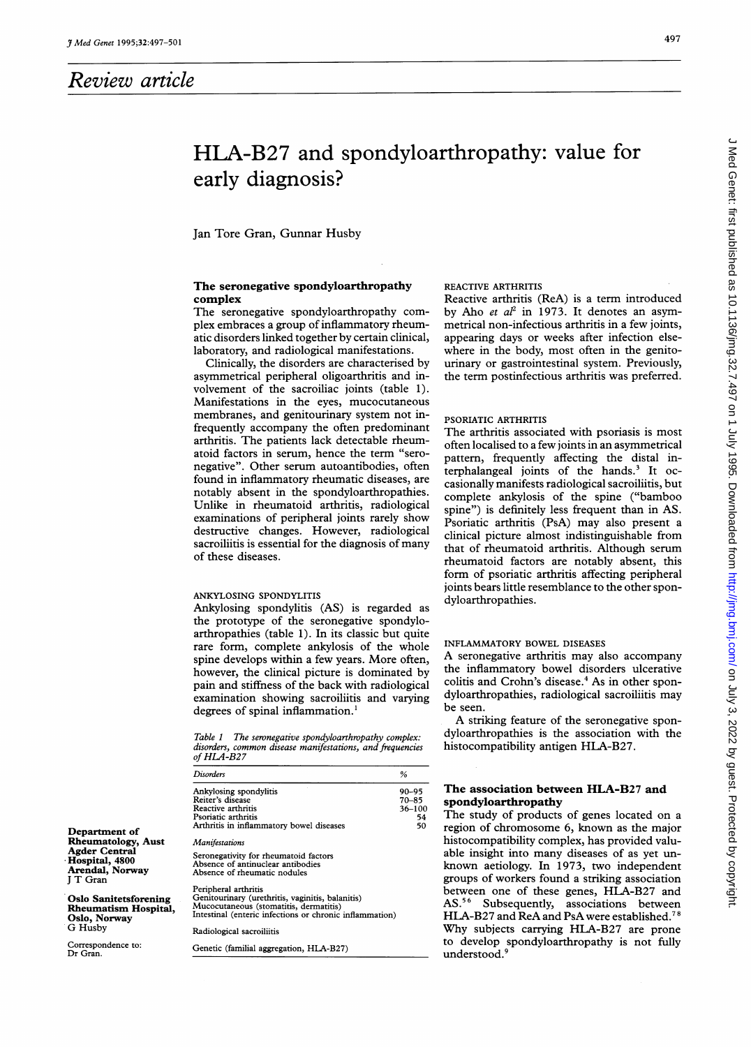*Review article*

# HLA-B27 and spondyloarthropathy: value for early diagnosis?

Jan Tore Gran, Gunnar Husby

**Department of Rheumatology, Aust Agder Central Hospital, 4800 Arendal, Norway**
J T Gran

**Oslo Sanitetsforening Rheumatism Hospital, Oslo, Norway**
G Husby

Correspondence to: Dr Gran.

## The seronegative spondyloarthropathy complex

The seronegative spondyloarthropathy complex embraces a group of inflammatory rheumatic disorders linked together by certain clinical, laboratory, and radiological manifestations.

Clinically, the disorders are characterised by asymmetrical peripheral oligoarthritis and involvement of the sacroiliac joints (table 1). Manifestations in the eyes, mucocutaneous membranes, and genitourinary system not infrequently accompany the often predominant arthritis. The patients lack detectable rheumatoid factors in serum, hence the term "seronegative". Other serum autoantibodies, often found in inflammatory rheumatic diseases, are notably absent in the spondyloarthropathies. Unlike in rheumatoid arthritis, radiological examinations of peripheral joints rarely show destructive changes. However, radiological sacroiliitis is essential for the diagnosis of many of these diseases.

### ANKYLOSING SPONDYLITIS

Ankylosing spondylitis (AS) is regarded as the prototype of the seronegative spondyloarthropathies (table 1). In its classic but quite rare form, complete ankylosis of the whole spine develops within a few years. More often, however, the clinical picture is dominated by pain and stiffness of the back with radiological examination showing sacroiliitis and varying degrees of spinal inflammation.[1]

*Table 1 The seronegative spondyloarthropathy complex: disorders, common disease manifestations, and frequencies of HLA-B27*

| Disorders | % |
|---|---|
| Ankylosing spondylitis | 90–95 |
| Reiter's disease | 70–85 |
| Reactive arthritis | 36–100 |
| Psoriatic arthritis | 54 |
| Arthritis in inflammatory bowel diseases | 50 |
| *Manifestations* | |
| Seronegativity for rheumatoid factors | |
| Absence of antinuclear antibodies | |
| Absence of rheumatic nodules | |
| Peripheral arthritis | |
| Genitourinary (urethritis, vaginitis, balanitis) | |
| Mucocutaneous (stomatitis, dermatitis) | |
| Intestinal (enteric infections or chronic inflammation) | |
| Radiological sacroiliitis | |
| Genetic (familial aggregation, HLA-B27) | |

### REACTIVE ARTHRITIS

Reactive arthritis (ReA) is a term introduced by Aho *et al*[2] in 1973. It denotes an asymmetrical non-infectious arthritis in a few joints, appearing days or weeks after infection elsewhere in the body, most often in the genitourinary or gastrointestinal system. Previously, the term postinfectious arthritis was preferred.

### PSORIATIC ARTHRITIS

The arthritis associated with psoriasis is most often localised to a few joints in an asymmetrical pattern, frequently affecting the distal interphalangeal joints of the hands.[3] It occasionally manifests radiological sacroiliitis, but complete ankylosis of the spine ("bamboo spine") is definitely less frequent than in AS. Psoriatic arthritis (PsA) may also present a clinical picture almost indistinguishable from that of rheumatoid arthritis. Although serum rheumatoid factors are notably absent, this form of psoriatic arthritis affecting peripheral joints bears little resemblance to the other spondyloarthropathies.

### INFLAMMATORY BOWEL DISEASES

A seronegative arthritis may also accompany the inflammatory bowel disorders ulcerative colitis and Crohn's disease.[4] As in other spondyloarthropathies, radiological sacroiliitis may be seen.

A striking feature of the seronegative spondyloarthropathies is the association with the histocompatibility antigen HLA-B27.

## The association between HLA-B27 and spondyloarthropathy

The study of products of genes located on a region of chromosome 6, known as the major histocompatibility complex, has provided valuable insight into many diseases of as yet unknown aetiology. In 1973, two independent groups of workers found a striking association between one of these genes, HLA-B27 and AS.[5,6] Subsequently, associations between HLA-B27 and ReA and PsA were established.[7,8] Why subjects carrying HLA-B27 are prone to develop spondyloarthropathy is not fully understood.[9]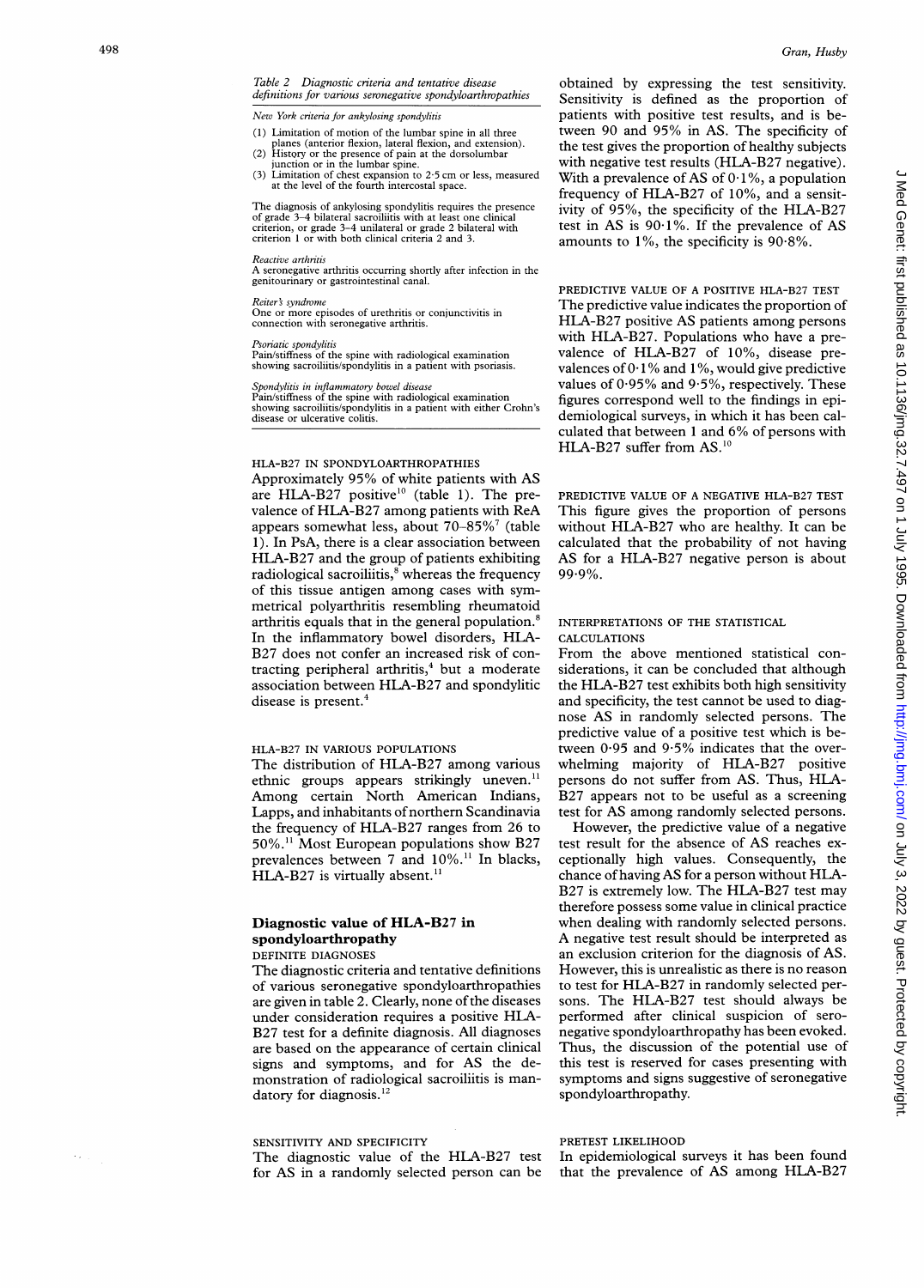*Table 2 Diagnostic criteria and tentative disease definitions for various seronegative spondyloarthropathies*

*New York criteria for ankylosing spondylitis*

(1) Limitation of motion of the lumbar spine in all three planes (anterior flexion, lateral flexion, and extension).
(2) History or the presence of pain at the dorsolumbar junction or in the lumbar spine.
(3) Limitation of chest expansion to 2·5 cm or less, measured at the level of the fourth intercostal space.

The diagnosis of ankylosing spondylitis requires the presence of grade 3–4 bilateral sacroiliitis with at least one clinical criterion, or grade 3–4 unilateral or grade 2 bilateral with criterion 1 or with both clinical criteria 2 and 3.

*Reactive arthritis*
A seronegative arthritis occurring shortly after infection in the genitourinary or gastrointestinal canal.

*Reiter's syndrome*
One or more episodes of urethritis or conjunctivitis in connection with seronegative arthritis.

*Psoriatic spondylitis*
Pain/stiffness of the spine with radiological examination showing sacroiliitis/spondylitis in a patient with psoriasis.

*Spondylitis in inflammatory bowel disease*
Pain/stiffness of the spine with radiological examination showing sacroiliitis/spondylitis in a patient with either Crohn's disease or ulcerative colitis.

### HLA-B27 IN SPONDYLOARTHROPATHIES

Approximately 95% of white patients with AS are HLA-B27 positive[10] (table 1). The prevalence of HLA-B27 among patients with ReA appears somewhat less, about 70–85%[7] (table 1). In PsA, there is a clear association between HLA-B27 and the group of patients exhibiting radiological sacroiliitis,[8] whereas the frequency of this tissue antigen among cases with symmetrical polyarthritis resembling rheumatoid arthritis equals that in the general population.[8] In the inflammatory bowel disorders, HLA-B27 does not confer an increased risk of contracting peripheral arthritis,[4] but a moderate association between HLA-B27 and spondylitic disease is present.[4]

### HLA-B27 IN VARIOUS POPULATIONS

The distribution of HLA-B27 among various ethnic groups appears strikingly uneven.[11] Among certain North American Indians, Lapps, and inhabitants of northern Scandinavia the frequency of HLA-B27 ranges from 26 to 50%.[11] Most European populations show B27 prevalences between 7 and 10%.[11] In blacks, HLA-B27 is virtually absent.[11]

## Diagnostic value of HLA-B27 in spondyloarthropathy

### DEFINITE DIAGNOSES

The diagnostic criteria and tentative definitions of various seronegative spondyloarthropathies are given in table 2. Clearly, none of the diseases under consideration requires a positive HLA-B27 test for a definite diagnosis. All diagnoses are based on the appearance of certain clinical signs and symptoms, and for AS the demonstration of radiological sacroiliitis is mandatory for diagnosis.[12]

### SENSITIVITY AND SPECIFICITY

The diagnostic value of the HLA-B27 test for AS in a randomly selected person can be obtained by expressing the test sensitivity. Sensitivity is defined as the proportion of patients with positive test results, and is between 90 and 95% in AS. The specificity of the test gives the proportion of healthy subjects with negative test results (HLA-B27 negative). With a prevalence of AS of 0·1%, a population frequency of HLA-B27 of 10%, and a sensitivity of 95%, the specificity of the HLA-B27 test in AS is 90·1%. If the prevalence of AS amounts to 1%, the specificity is 90·8%.

### PREDICTIVE VALUE OF A POSITIVE HLA-B27 TEST

The predictive value indicates the proportion of HLA-B27 positive AS patients among persons with HLA-B27. Populations who have a prevalence of HLA-B27 of 10%, disease prevalences of 0·1% and 1%, would give predictive values of 0·95% and 9·5%, respectively. These figures correspond well to the findings in epidemiological surveys, in which it has been calculated that between 1 and 6% of persons with HLA-B27 suffer from AS.[10]

### PREDICTIVE VALUE OF A NEGATIVE HLA-B27 TEST

This figure gives the proportion of persons without HLA-B27 who are healthy. It can be calculated that the probability of not having AS for a HLA-B27 negative person is about 99·9%.

### INTERPRETATIONS OF THE STATISTICAL CALCULATIONS

From the above mentioned statistical considerations, it can be concluded that although the HLA-B27 test exhibits both high sensitivity and specificity, the test cannot be used to diagnose AS in randomly selected persons. The predictive value of a positive test which is between 0·95 and 9·5% indicates that the overwhelming majority of HLA-B27 positive persons do not suffer from AS. Thus, HLA-B27 appears not to be useful as a screening test for AS among randomly selected persons.

However, the predictive value of a negative test result for the absence of AS reaches exceptionally high values. Consequently, the chance of having AS for a person without HLA-B27 is extremely low. The HLA-B27 test may therefore possess some value in clinical practice when dealing with randomly selected persons. A negative test result should be interpreted as an exclusion criterion for the diagnosis of AS. However, this is unrealistic as there is no reason to test for HLA-B27 in randomly selected persons. The HLA-B27 test should always be performed after clinical suspicion of seronegative spondyloarthropathy has been evoked. Thus, the discussion of the potential use of this test is reserved for cases presenting with symptoms and signs suggestive of seronegative spondyloarthropathy.

### PRETEST LIKELIHOOD

In epidemiological surveys it has been found that the prevalence of AS among HLA-B27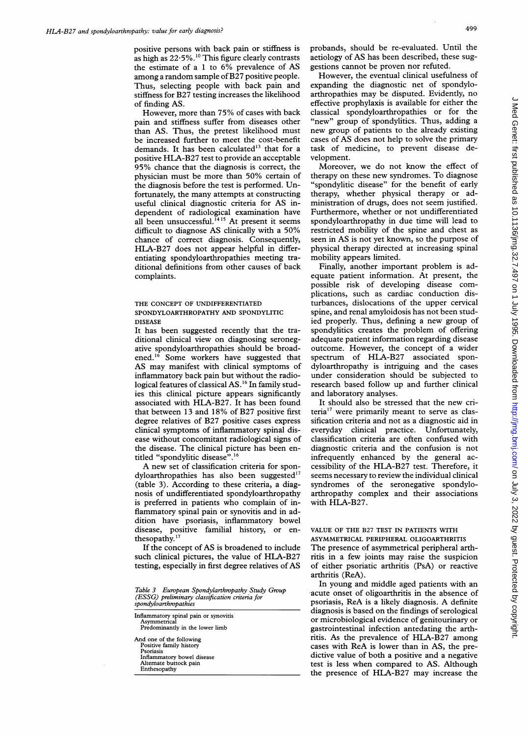positive persons with back pain or stiffness is as high as 22·5%.[10] This figure clearly contrasts the estimate of a 1 to 6% prevalence of AS among a random sample of B27 positive people. Thus, selecting people with back pain and stiffness for B27 testing increases the likelihood of finding AS.

However, more than 75% of cases with back pain and stiffness suffer from diseases other than AS. Thus, the pretest likelihood must be increased further to meet the cost-benefit demands. It has been calculated[13] that for a positive HLA-B27 test to provide an acceptable 95% chance that the diagnosis is correct, the physician must be more than 50% certain of the diagnosis before the test is performed. Unfortunately, the many attempts at constructing useful clinical diagnostic criteria for AS independent of radiological examination have all been unsuccessful.[14,15] At present it seems difficult to diagnose AS clinically with a 50% chance of correct diagnosis. Consequently, HLA-B27 does not appear helpful in differentiating spondyloarthropathies meeting traditional definitions from other causes of back complaints.

## THE CONCEPT OF UNDIFFERENTIATED SPONDYLOARTHROPATHY AND SPONDYLITIC DISEASE

It has been suggested recently that the traditional clinical view on diagnosing seronegative spondyloarthropathies should be broadened.[16] Some workers have suggested that AS may manifest with clinical symptoms of inflammatory back pain but without the radiological features of classical AS.[16] In family studies this clinical picture appears significantly associated with HLA-B27. It has been found that between 13 and 18% of B27 positive first degree relatives of B27 positive cases express clinical symptoms of inflammatory spinal disease without concomitant radiological signs of the disease. The clinical picture has been entitled "spondylitic disease".[16]

A new set of classification criteria for spondyloarthropathies has also been suggested[17] (table 3). According to these criteria, a diagnosis of undifferentiated spondyloarthropathy is preferred in patients who complain of inflammatory spinal pain or synovitis and in addition have psoriasis, inflammatory bowel disease, positive familial history, or enthesopathy.[17]

If the concept of AS is broadened to include such clinical pictures, the value of HLA-B27 testing, especially in first degree relatives of AS probands, should be re-evaluated. Until the aetiology of AS has been described, these suggestions cannot be proven nor refuted.

*Table 3 European Spondylarthropathy Study Group (ESSG) preliminary classification criteria for spondyloarthropathies*

| |
|---|
| Inflammatory spinal pain or synovitis |
| Asymmetrical |
| Predominantly in the lower limb |
| And one of the following |
| Positive family history |
| Psoriasis |
| Inflammatory bowel disease |
| Alternate buttock pain |
| Enthesopathy |

However, the eventual clinical usefulness of expanding the diagnostic net of spondyloarthropathies may be disputed. Evidently, no effective prophylaxis is available for either the classical spondyloarthropathies or for the "new" group of spondylitics. Thus, adding a new group of patients to the already existing cases of AS does not help to solve the primary task of medicine, to prevent disease development.

Moreover, we do not know the effect of therapy on these new syndromes. To diagnose "spondylitic disease" for the benefit of early therapy, whether physical therapy or administration of drugs, does not seem justified. Furthermore, whether or not undifferentiated spondyloarthropathy in due time will lead to restricted mobility of the spine and chest as seen in AS is not yet known, so the purpose of physical therapy directed at increasing spinal mobility appears limited.

Finally, another important problem is adequate patient information. At present, the possible risk of developing disease complications, such as cardiac conduction disturbances, dislocations of the upper cervical spine, and renal amyloidosis has not been studied properly. Thus, defining a new group of spondylitics creates the problem of offering adequate patient information regarding disease outcome. However, the concept of a wider spectrum of HLA-B27 associated spondyloarthropathy is intriguing and the cases under consideration should be subjected to research based follow up and further clinical and laboratory analyses.

It should also be stressed that the new criteria[17] were primarily meant to serve as classification criteria and not as a diagnostic aid in everyday clinical practice. Unfortunately, classification criteria are often confused with diagnostic criteria and the confusion is not infrequently enhanced by the general accessibility of the HLA-B27 test. Therefore, it seems necessary to review the individual clinical syndromes of the seronegative spondyloarthropathy complex and their associations with HLA-B27.

## VALUE OF THE B27 TEST IN PATIENTS WITH ASYMMETRICAL PERIPHERAL OLIGOARTHRITIS

The presence of asymmetrical peripheral arthritis in a few joints may raise the suspicion of either psoriatic arthritis (PsA) or reactive arthritis (ReA).

In young and middle aged patients with an acute onset of oligoarthritis in the absence of psoriasis, ReA is a likely diagnosis. A definite diagnosis is based on the findings of serological or microbiological evidence of genitourinary or gastrointestinal infection antedating the arthritis. As the prevalence of HLA-B27 among cases with ReA is lower than in AS, the predictive value of both a positive and a negative test is less when compared to AS. Although the presence of HLA-B27 may increase the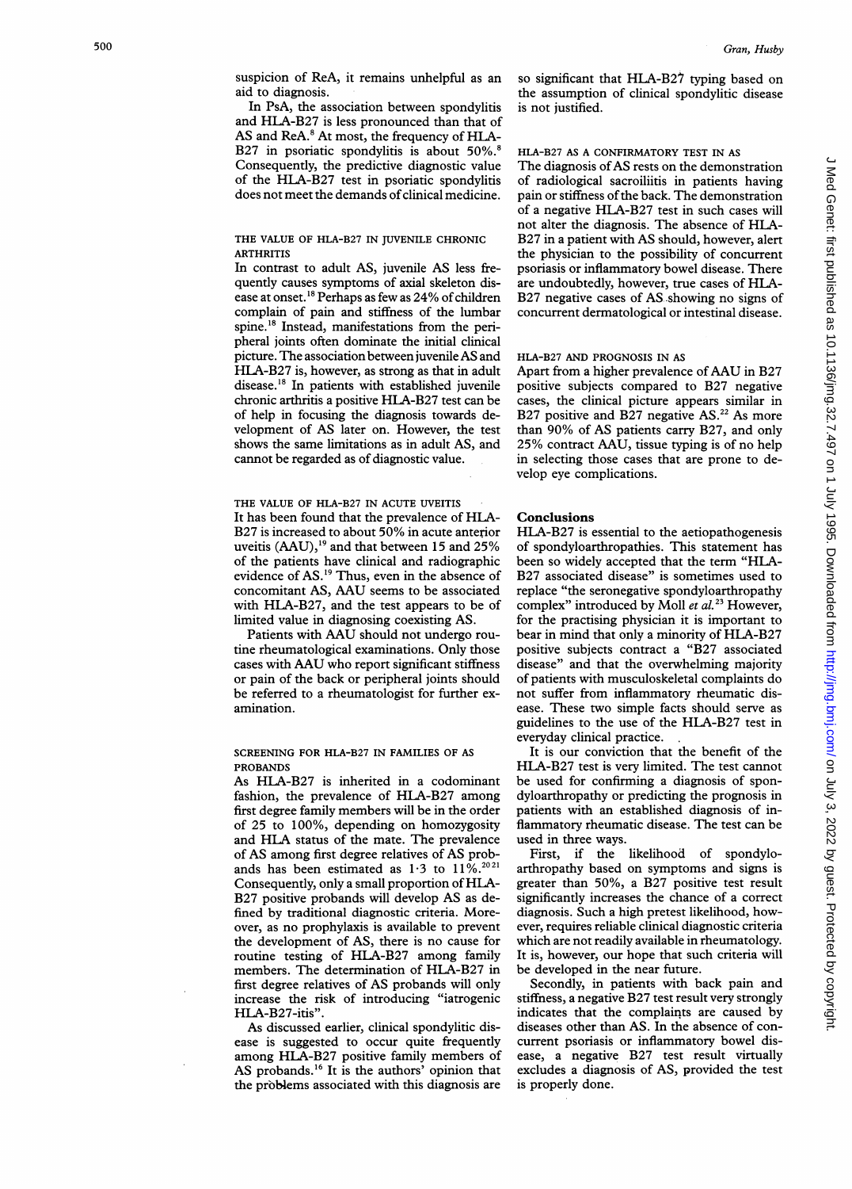suspicion of ReA, it remains unhelpful as an aid to diagnosis.

In PsA, the association between spondylitis and HLA-B27 is less pronounced than that of AS and ReA.[8] At most, the frequency of HLA-B27 in psoriatic spondylitis is about 50%.[8] Consequently, the predictive diagnostic value of the HLA-B27 test in psoriatic spondylitis does not meet the demands of clinical medicine.

### THE VALUE OF HLA-B27 IN JUVENILE CHRONIC ARTHRITIS

In contrast to adult AS, juvenile AS less frequently causes symptoms of axial skeleton disease at onset.[18] Perhaps as few as 24% of children complain of pain and stiffness of the lumbar spine.[18] Instead, manifestations from the peripheral joints often dominate the initial clinical picture. The association between juvenile AS and HLA-B27 is, however, as strong as that in adult disease.[18] In patients with established juvenile chronic arthritis a positive HLA-B27 test can be of help in focusing the diagnosis towards development of AS later on. However, the test shows the same limitations as in adult AS, and cannot be regarded as of diagnostic value.

### THE VALUE OF HLA-B27 IN ACUTE UVEITIS

It has been found that the prevalence of HLA-B27 is increased to about 50% in acute anterior uveitis (AAU),[19] and that between 15 and 25% of the patients have clinical and radiographic evidence of AS.[19] Thus, even in the absence of concomitant AS, AAU seems to be associated with HLA-B27, and the test appears to be of limited value in diagnosing coexisting AS.

Patients with AAU should not undergo routine rheumatological examinations. Only those cases with AAU who report significant stiffness or pain of the back or peripheral joints should be referred to a rheumatologist for further examination.

### SCREENING FOR HLA-B27 IN FAMILIES OF AS PROBANDS

As HLA-B27 is inherited in a codominant fashion, the prevalence of HLA-B27 among first degree family members will be in the order of 25 to 100%, depending on homozygosity and HLA status of the mate. The prevalence of AS among first degree relatives of AS probands has been estimated as 1·3 to 11%.[20,21] Consequently, only a small proportion of HLA-B27 positive probands will develop AS as defined by traditional diagnostic criteria. Moreover, as no prophylaxis is available to prevent the development of AS, there is no cause for routine testing of HLA-B27 among family members. The determination of HLA-B27 in first degree relatives of AS probands will only increase the risk of introducing "iatrogenic HLA-B27-itis".

As discussed earlier, clinical spondylitic disease is suggested to occur quite frequently among HLA-B27 positive family members of AS probands.[16] It is the authors' opinion that the problems associated with this diagnosis are so significant that HLA-B27 typing based on the assumption of clinical spondylitic disease is not justified.

### HLA-B27 AS A CONFIRMATORY TEST IN AS

The diagnosis of AS rests on the demonstration of radiological sacroiliitis in patients having pain or stiffness of the back. The demonstration of a negative HLA-B27 test in such cases will not alter the diagnosis. The absence of HLA-B27 in a patient with AS should, however, alert the physician to the possibility of concurrent psoriasis or inflammatory bowel disease. There are undoubtedly, however, true cases of HLA-B27 negative cases of AS showing no signs of concurrent dermatological or intestinal disease.

### HLA-B27 AND PROGNOSIS IN AS

Apart from a higher prevalence of AAU in B27 positive subjects compared to B27 negative cases, the clinical picture appears similar in B27 positive and B27 negative AS.[22] As more than 90% of AS patients carry B27, and only 25% contract AAU, tissue typing is of no help in selecting those cases that are prone to develop eye complications.

## Conclusions

HLA-B27 is essential to the aetiopathogenesis of spondyloarthropathies. This statement has been so widely accepted that the term "HLA-B27 associated disease" is sometimes used to replace "the seronegative spondyloarthropathy complex" introduced by Moll *et al*.[23] However, for the practising physician it is important to bear in mind that only a minority of HLA-B27 positive subjects contract a "B27 associated disease" and that the overwhelming majority of patients with musculoskeletal complaints do not suffer from inflammatory rheumatic disease. These two simple facts should serve as guidelines to the use of the HLA-B27 test in everyday clinical practice.

It is our conviction that the benefit of the HLA-B27 test is very limited. The test cannot be used for confirming a diagnosis of spondyloarthropathy or predicting the prognosis in patients with an established diagnosis of inflammatory rheumatic disease. The test can be used in three ways.

First, if the likelihood of spondyloarthropathy based on symptoms and signs is greater than 50%, a B27 positive test result significantly increases the chance of a correct diagnosis. Such a high pretest likelihood, however, requires reliable clinical diagnostic criteria which are not readily available in rheumatology. It is, however, our hope that such criteria will be developed in the near future.

Secondly, in patients with back pain and stiffness, a negative B27 test result very strongly indicates that the complaints are caused by diseases other than AS. In the absence of concurrent psoriasis or inflammatory bowel disease, a negative B27 test result virtually excludes a diagnosis of AS, provided the test is properly done.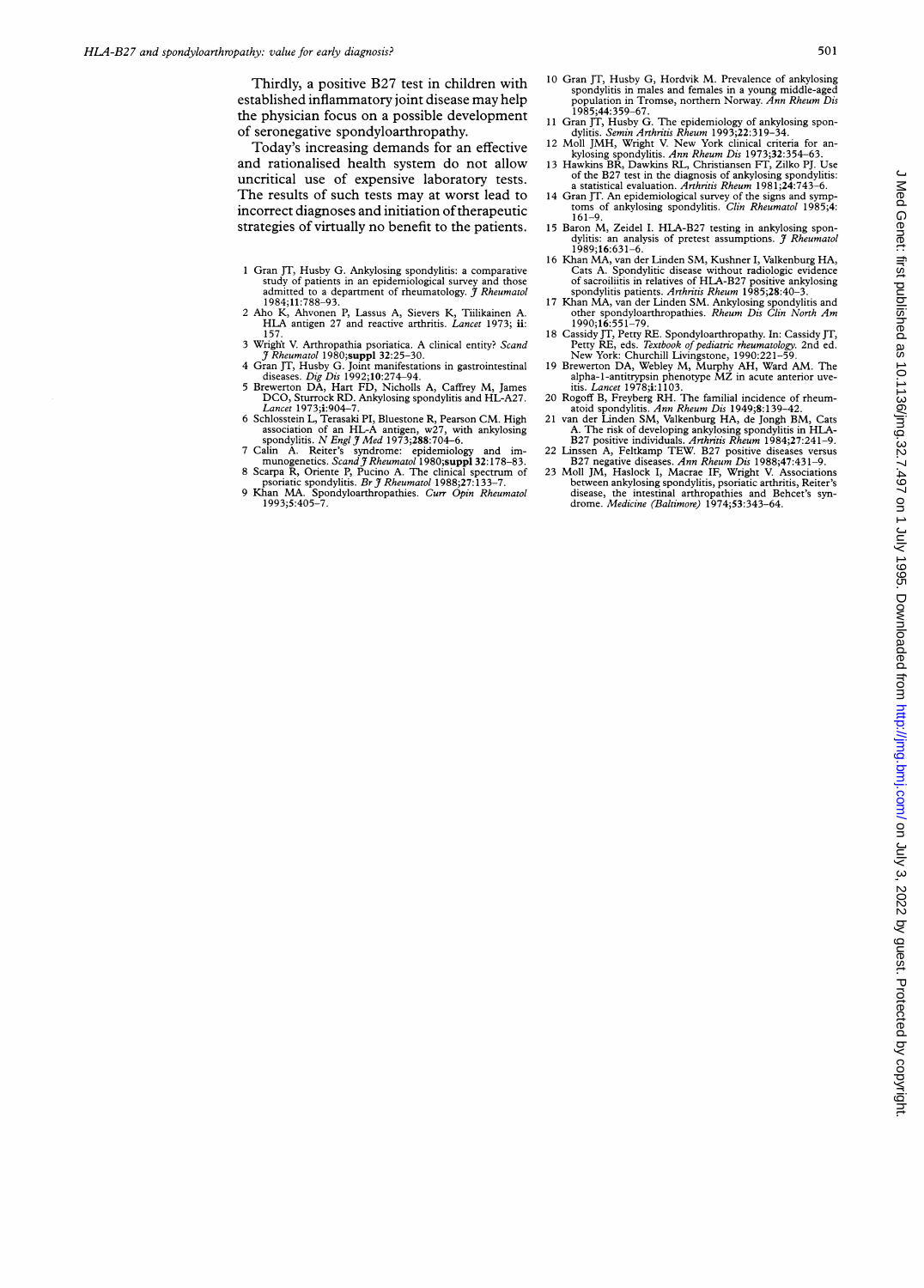Thirdly, a positive B27 test in children with established inflammatory joint disease may help the physician focus on a possible development of seronegative spondyloarthropathy.

Today's increasing demands for an effective and rationalised health system do not allow uncritical use of expensive laboratory tests. The results of such tests may at worst lead to incorrect diagnoses and initiation of therapeutic strategies of virtually no benefit to the patients.

1 Gran JT, Husby G. Ankylosing spondylitis: a comparative study of patients in an epidemiological survey and those admitted to a department of rheumatology. *J Rheumatol* 1984;**11**:788–93.
2 Aho K, Ahvonen P, Lassus A, Sievers K, Tiilikainen A. HLA antigen 27 and reactive arthritis. *Lancet* 1973; **ii**: 157.
3 Wright V. Arthropathia psoriatica. A clinical entity? *Scand J Rheumatol* 1980;**suppl 32**:25–30.
4 Gran JT, Husby G. Joint manifestations in gastrointestinal diseases. *Dig Dis* 1992;**10**:274–94.
5 Brewerton DA, Hart FD, Nicholls A, Caffrey M, James DCO, Sturrock RD. Ankylosing spondylitis and HL-A27. *Lancet* 1973;**i**:904–7.
6 Schlosstein L, Terasaki PI, Bluestone R, Pearson CM. High association of an HL-A antigen, w27, with ankylosing spondylitis. *N Engl J Med* 1973;**288**:704–6.
7 Calin A. Reiter's syndrome: epidemiology and immunogenetics. *Scand J Rheumatol* 1980;**suppl 32**:178–83.
8 Scarpa R, Oriente P, Pucino A. The clinical spectrum of psoriatic spondylitis. *Br J Rheumatol* 1988;**27**:133–7.
9 Khan MA. Spondyloarthropathies. *Curr Opin Rheumatol* 1993;**5**:405–7.
10 Gran JT, Husby G, Hordvik M. Prevalence of ankylosing spondylitis in males and females in a young middle-aged population in Tromsø, northern Norway. *Ann Rheum Dis* 1985;**44**:359–67.
11 Gran JT, Husby G. The epidemiology of ankylosing spondylitis. *Semin Arthritis Rheum* 1993;**22**:319–34.
12 Moll JMH, Wright V. New York clinical criteria for ankylosing spondylitis. *Ann Rheum Dis* 1973;**32**:354–63.
13 Hawkins BR, Dawkins RL, Christiansen FT, Zilko PJ. Use of the B27 test in the diagnosis of ankylosing spondylitis: a statistical evaluation. *Arthritis Rheum* 1981;**24**:743–6.
14 Gran JT. An epidemiological survey of the signs and symptoms of ankylosing spondylitis. *Clin Rheumatol* 1985;**4**: 161–9.
15 Baron M, Zeidel I. HLA-B27 testing in ankylosing spondylitis: an analysis of pretest assumptions. *J Rheumatol* 1989;**16**:631–6.
16 Khan MA, van der Linden SM, Kushner I, Valkenburg HA, Cats A. Spondylitic disease without radiologic evidence of sacroiliitis in relatives of HLA-B27 positive ankylosing spondylitis patients. *Arthritis Rheum* 1985;**28**:40–3.
17 Khan MA, van der Linden SM. Ankylosing spondylitis and other spondyloarthropathies. *Rheum Dis Clin North Am* 1990;**16**:551–79.
18 Cassidy JT, Petty RE. Spondyloarthropathy. In: Cassidy JT, Petty RE, eds. *Textbook of pediatric rheumatology.* 2nd ed. New York: Churchill Livingstone, 1990:221–59.
19 Brewerton DA, Webley M, Murphy AH, Ward AM. The alpha-1-antitrypsin phenotype MZ in acute anterior uveitis. *Lancet* 1978;**i**:1103.
20 Rogoff B, Freyberg RH. The familial incidence of rheumatoid spondylitis. *Ann Rheum Dis* 1949;**8**:139–42.
21 van der Linden SM, Valkenburg HA, de Jongh BM, Cats A. The risk of developing ankylosing spondylitis in HLA-B27 positive individuals. *Arthritis Rheum* 1984;**27**:241–9.
22 Linssen A, Feltkamp TEW. B27 positive diseases versus B27 negative diseases. *Ann Rheum Dis* 1988;**47**:431–9.
23 Moll JM, Haslock I, Macrae IF, Wright V. Associations between ankylosing spondylitis, psoriatic arthritis, Reiter's disease, the intestinal arthropathies and Behcet's syndrome. *Medicine (Baltimore)* 1974;**53**:343–64.